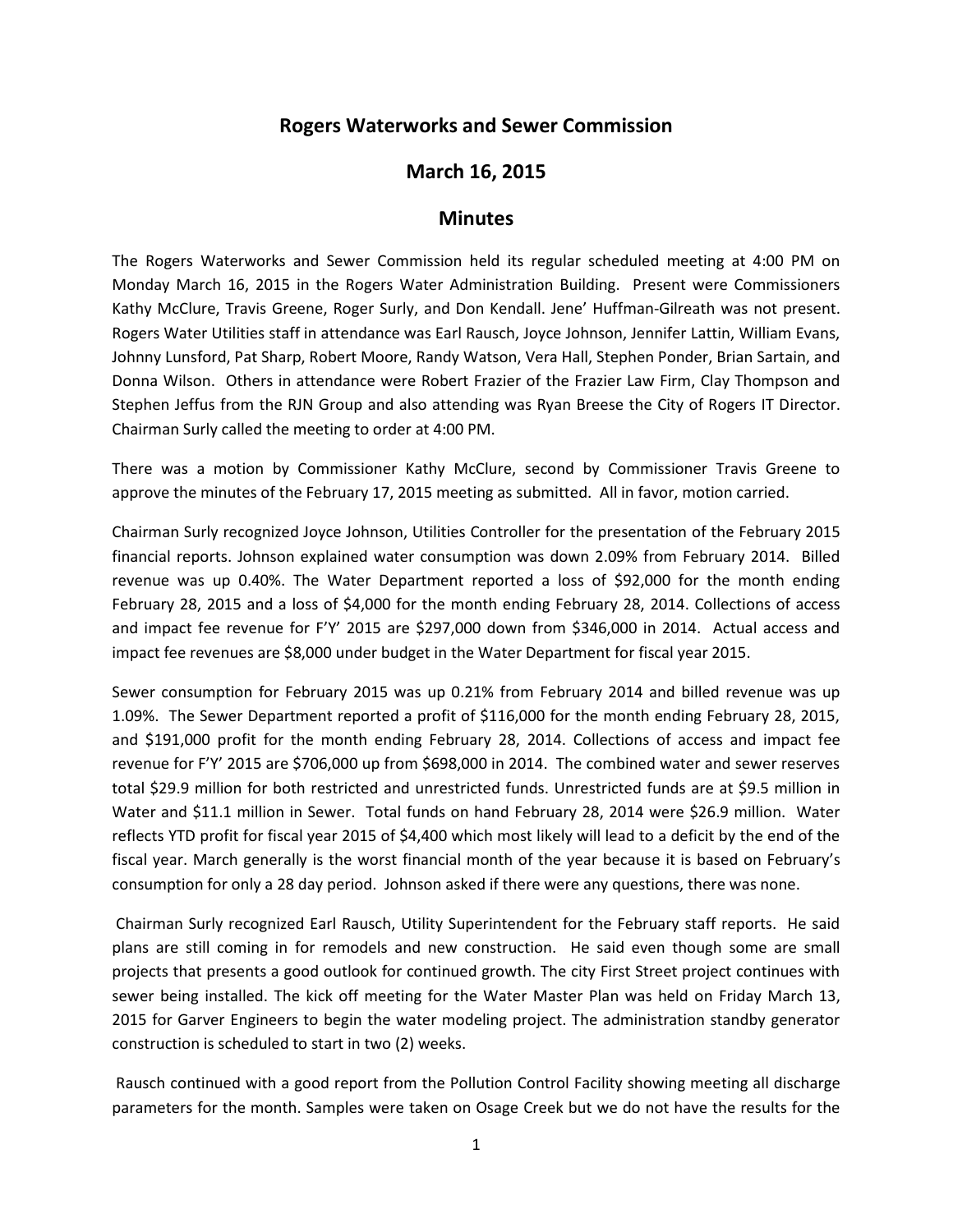# Rogers Waterworks and Sewer Commission

## March 16, 2015

## Minutes

The Rogers Waterworks and Sewer Commission held its regular scheduled meeting at 4:00 PM on Monday March 16, 2015 in the Rogers Water Administration Building. Present were Commissioners Kathy McClure, Travis Greene, Roger Surly, and Don Kendall. Jene' Huffman-Gilreath was not present. Rogers Water Utilities staff in attendance was Earl Rausch, Joyce Johnson, Jennifer Lattin, William Evans, Johnny Lunsford, Pat Sharp, Robert Moore, Randy Watson, Vera Hall, Stephen Ponder, Brian Sartain, and Donna Wilson. Others in attendance were Robert Frazier of the Frazier Law Firm, Clay Thompson and Stephen Jeffus from the RJN Group and also attending was Ryan Breese the City of Rogers IT Director. Chairman Surly called the meeting to order at 4:00 PM.

There was a motion by Commissioner Kathy McClure, second by Commissioner Travis Greene to approve the minutes of the February 17, 2015 meeting as submitted. All in favor, motion carried.

Chairman Surly recognized Joyce Johnson, Utilities Controller for the presentation of the February 2015 financial reports. Johnson explained water consumption was down 2.09% from February 2014. Billed revenue was up 0.40%. The Water Department reported a loss of $92,000 for the month ending February 28, 2015 and a loss of $4,000 for the month ending February 28, 2014. Collections of access and impact fee revenue for F'Y' 2015 are $297,000 down from $346,000 in 2014. Actual access and impact fee revenues are $8,000 under budget in the Water Department for fiscal year 2015.

Sewer consumption for February 2015 was up 0.21% from February 2014 and billed revenue was up 1.09%. The Sewer Department reported a profit of $116,000 for the month ending February 28, 2015, and $191,000 profit for the month ending February 28, 2014. Collections of access and impact fee revenue for F'Y' 2015 are $706,000 up from $698,000 in 2014. The combined water and sewer reserves total $29.9 million for both restricted and unrestricted funds. Unrestricted funds are at $9.5 million in Water and $11.1 million in Sewer. Total funds on hand February 28, 2014 were $26.9 million. Water reflects YTD profit for fiscal year 2015 of $4,400 which most likely will lead to a deficit by the end of the fiscal year. March generally is the worst financial month of the year because it is based on February's consumption for only a 28 day period. Johnson asked if there were any questions, there was none.

Chairman Surly recognized Earl Rausch, Utility Superintendent for the February staff reports. He said plans are still coming in for remodels and new construction. He said even though some are small projects that presents a good outlook for continued growth. The city First Street project continues with sewer being installed. The kick off meeting for the Water Master Plan was held on Friday March 13, 2015 for Garver Engineers to begin the water modeling project. The administration standby generator construction is scheduled to start in two (2) weeks.

Rausch continued with a good report from the Pollution Control Facility showing meeting all discharge parameters for the month. Samples were taken on Osage Creek but we do not have the results for the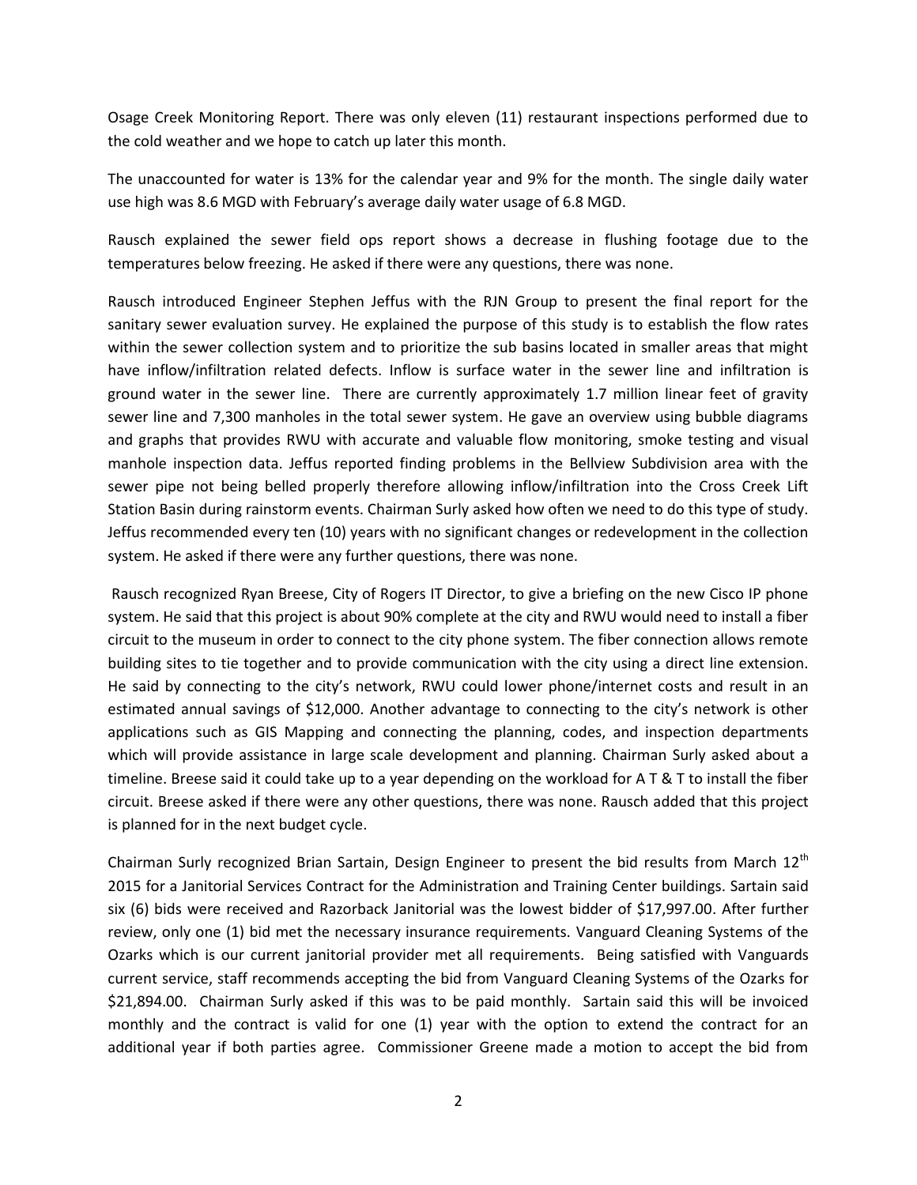Osage Creek Monitoring Report. There was only eleven (11) restaurant inspections performed due to the cold weather and we hope to catch up later this month.

The unaccounted for water is 13% for the calendar year and 9% for the month. The single daily water use high was 8.6 MGD with February's average daily water usage of 6.8 MGD.

Rausch explained the sewer field ops report shows a decrease in flushing footage due to the temperatures below freezing. He asked if there were any questions, there was none.

Rausch introduced Engineer Stephen Jeffus with the RJN Group to present the final report for the sanitary sewer evaluation survey. He explained the purpose of this study is to establish the flow rates within the sewer collection system and to prioritize the sub basins located in smaller areas that might have inflow/infiltration related defects. Inflow is surface water in the sewer line and infiltration is ground water in the sewer line. There are currently approximately 1.7 million linear feet of gravity sewer line and 7,300 manholes in the total sewer system. He gave an overview using bubble diagrams and graphs that provides RWU with accurate and valuable flow monitoring, smoke testing and visual manhole inspection data. Jeffus reported finding problems in the Bellview Subdivision area with the sewer pipe not being belled properly therefore allowing inflow/infiltration into the Cross Creek Lift Station Basin during rainstorm events. Chairman Surly asked how often we need to do this type of study. Jeffus recommended every ten (10) years with no significant changes or redevelopment in the collection system. He asked if there were any further questions, there was none.

Rausch recognized Ryan Breese, City of Rogers IT Director, to give a briefing on the new Cisco IP phone system. He said that this project is about 90% complete at the city and RWU would need to install a fiber circuit to the museum in order to connect to the city phone system. The fiber connection allows remote building sites to tie together and to provide communication with the city using a direct line extension. He said by connecting to the city's network, RWU could lower phone/internet costs and result in an estimated annual savings of $12,000. Another advantage to connecting to the city's network is other applications such as GIS Mapping and connecting the planning, codes, and inspection departments which will provide assistance in large scale development and planning. Chairman Surly asked about a timeline. Breese said it could take up to a year depending on the workload for A T & T to install the fiber circuit. Breese asked if there were any other questions, there was none. Rausch added that this project is planned for in the next budget cycle.

Chairman Surly recognized Brian Sartain, Design Engineer to present the bid results from March 12th 2015 for a Janitorial Services Contract for the Administration and Training Center buildings. Sartain said six (6) bids were received and Razorback Janitorial was the lowest bidder of $17,997.00. After further review, only one (1) bid met the necessary insurance requirements. Vanguard Cleaning Systems of the Ozarks which is our current janitorial provider met all requirements. Being satisfied with Vanguards current service, staff recommends accepting the bid from Vanguard Cleaning Systems of the Ozarks for $21,894.00. Chairman Surly asked if this was to be paid monthly. Sartain said this will be invoiced monthly and the contract is valid for one (1) year with the option to extend the contract for an additional year if both parties agree. Commissioner Greene made a motion to accept the bid from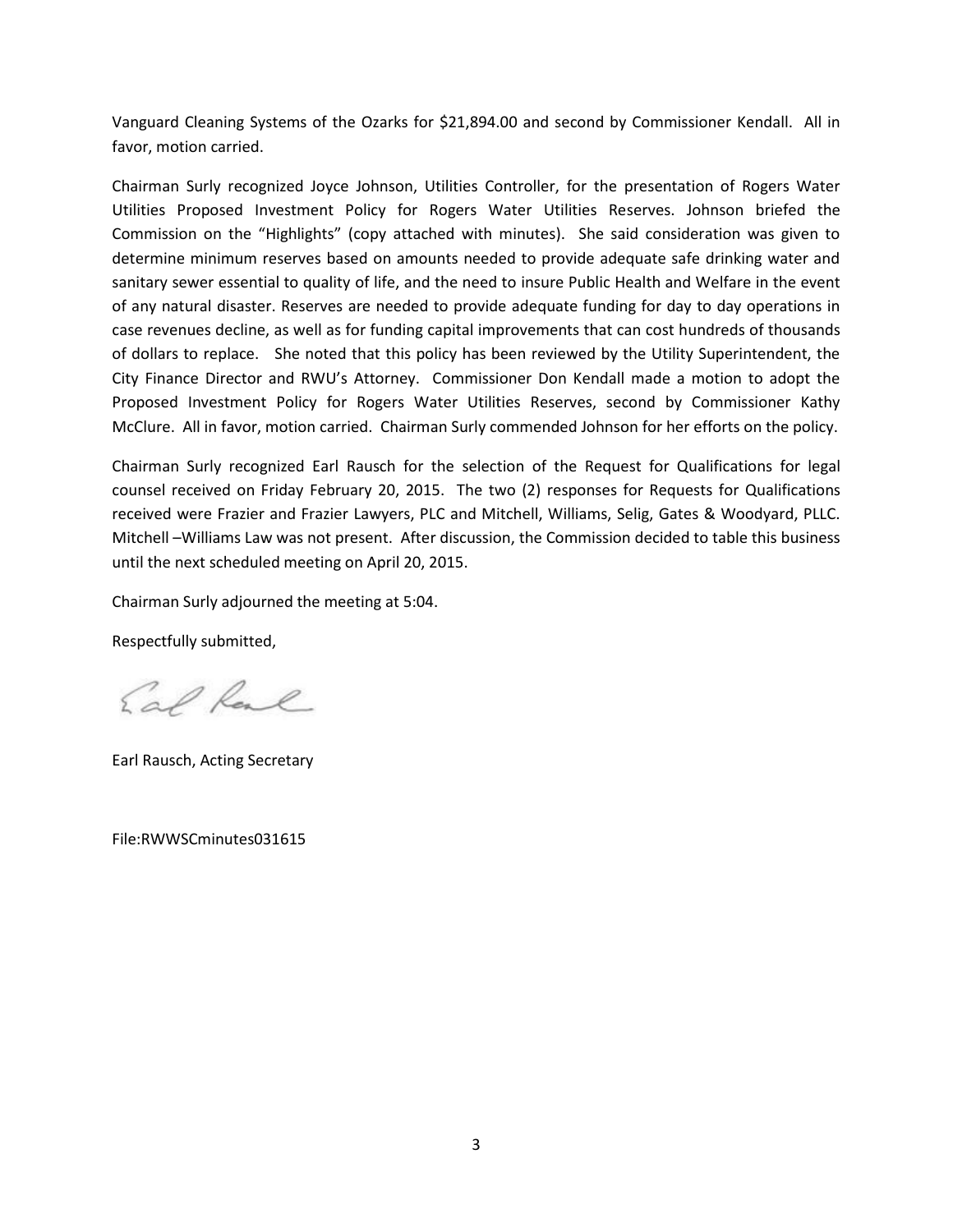Vanguard Cleaning Systems of the Ozarks for $21,894.00 and second by Commissioner Kendall. All in favor, motion carried.

Chairman Surly recognized Joyce Johnson, Utilities Controller, for the presentation of Rogers Water Utilities Proposed Investment Policy for Rogers Water Utilities Reserves. Johnson briefed the Commission on the "Highlights" (copy attached with minutes). She said consideration was given to determine minimum reserves based on amounts needed to provide adequate safe drinking water and sanitary sewer essential to quality of life, and the need to insure Public Health and Welfare in the event of any natural disaster. Reserves are needed to provide adequate funding for day to day operations in case revenues decline, as well as for funding capital improvements that can cost hundreds of thousands of dollars to replace. She noted that this policy has been reviewed by the Utility Superintendent, the City Finance Director and RWU's Attorney. Commissioner Don Kendall made a motion to adopt the Proposed Investment Policy for Rogers Water Utilities Reserves, second by Commissioner Kathy McClure. All in favor, motion carried. Chairman Surly commended Johnson for her efforts on the policy.

Chairman Surly recognized Earl Rausch for the selection of the Request for Qualifications for legal counsel received on Friday February 20, 2015. The two (2) responses for Requests for Qualifications received were Frazier and Frazier Lawyers, PLC and Mitchell, Williams, Selig, Gates & Woodyard, PLLC. Mitchell –Williams Law was not present. After discussion, the Commission decided to table this business until the next scheduled meeting on April 20, 2015.

Chairman Surly adjourned the meeting at 5:04.

Respectfully submitted,

Earl Rausch, Acting Secretary

File:RWWSCminutes031615